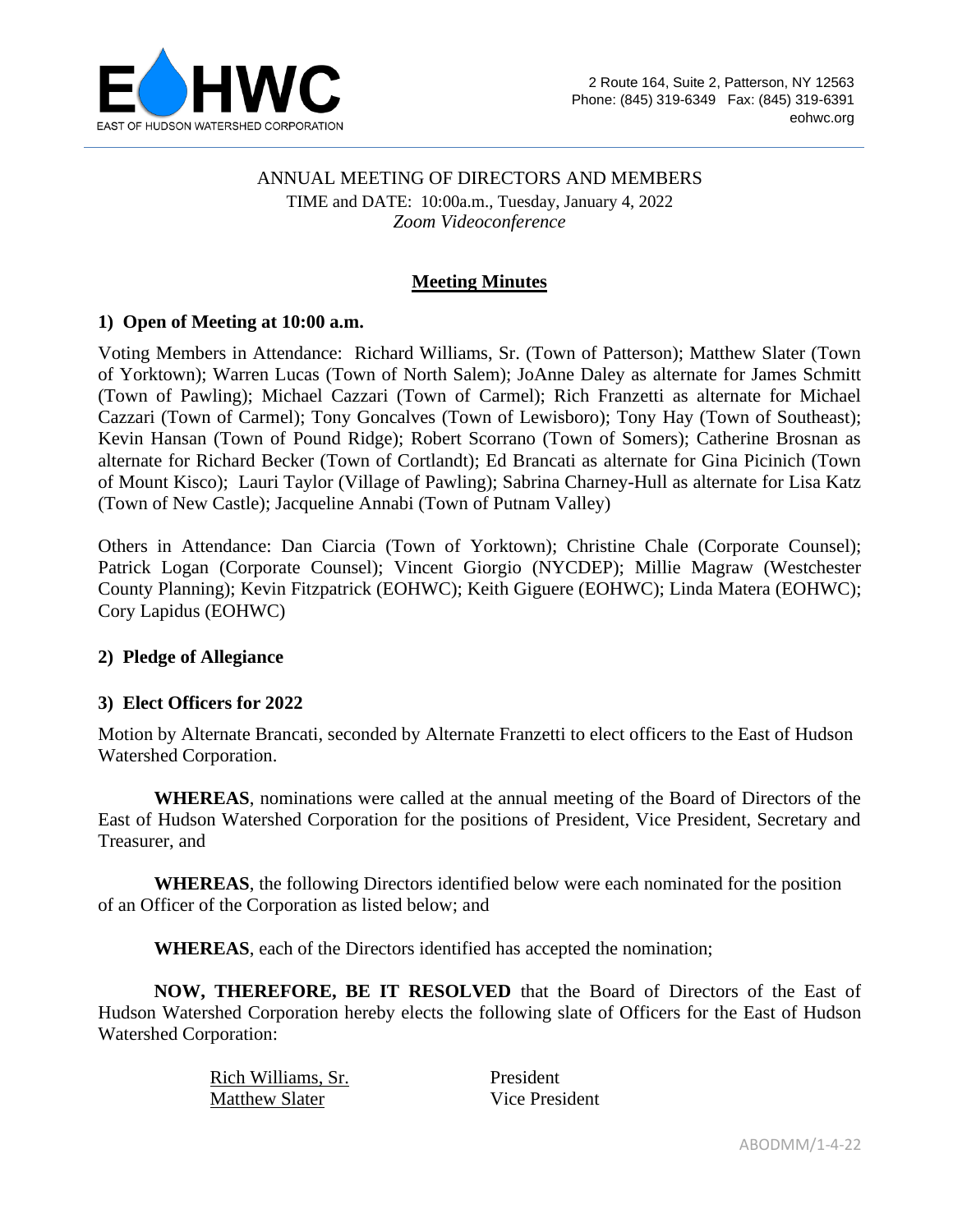EAST OF HUDSON WATERSHED CORPORATION

2 Route 164, Suite 2, Patterson, NY 12563
Phone: (845) 319-6349 Fax: (845) 319-6391
eohwc.org

ANNUAL MEETING OF DIRECTORS AND MEMBERS
TIME and DATE: 10:00a.m., Tuesday, January 4, 2022
*Zoom Videoconference*

## Meeting Minutes

### 1) Open of Meeting at 10:00 a.m.

Voting Members in Attendance: Richard Williams, Sr. (Town of Patterson); Matthew Slater (Town of Yorktown); Warren Lucas (Town of North Salem); JoAnne Daley as alternate for James Schmitt (Town of Pawling); Michael Cazzari (Town of Carmel); Rich Franzetti as alternate for Michael Cazzari (Town of Carmel); Tony Goncalves (Town of Lewisboro); Tony Hay (Town of Southeast); Kevin Hansan (Town of Pound Ridge); Robert Scorrano (Town of Somers); Catherine Brosnan as alternate for Richard Becker (Town of Cortlandt); Ed Brancati as alternate for Gina Picinich (Town of Mount Kisco); Lauri Taylor (Village of Pawling); Sabrina Charney-Hull as alternate for Lisa Katz (Town of New Castle); Jacqueline Annabi (Town of Putnam Valley)

Others in Attendance: Dan Ciarcia (Town of Yorktown); Christine Chale (Corporate Counsel); Patrick Logan (Corporate Counsel); Vincent Giorgio (NYCDEP); Millie Magraw (Westchester County Planning); Kevin Fitzpatrick (EOHWC); Keith Giguere (EOHWC); Linda Matera (EOHWC); Cory Lapidus (EOHWC)

### 2) Pledge of Allegiance

### 3) Elect Officers for 2022

Motion by Alternate Brancati, seconded by Alternate Franzetti to elect officers to the East of Hudson Watershed Corporation.

**WHEREAS**, nominations were called at the annual meeting of the Board of Directors of the East of Hudson Watershed Corporation for the positions of President, Vice President, Secretary and Treasurer, and

**WHEREAS**, the following Directors identified below were each nominated for the position of an Officer of the Corporation as listed below; and

**WHEREAS**, each of the Directors identified has accepted the nomination;

**NOW, THEREFORE, BE IT RESOLVED** that the Board of Directors of the East of Hudson Watershed Corporation hereby elects the following slate of Officers for the East of Hudson Watershed Corporation:

<u>Rich Williams, Sr.</u> President
<u>Matthew Slater</u> Vice President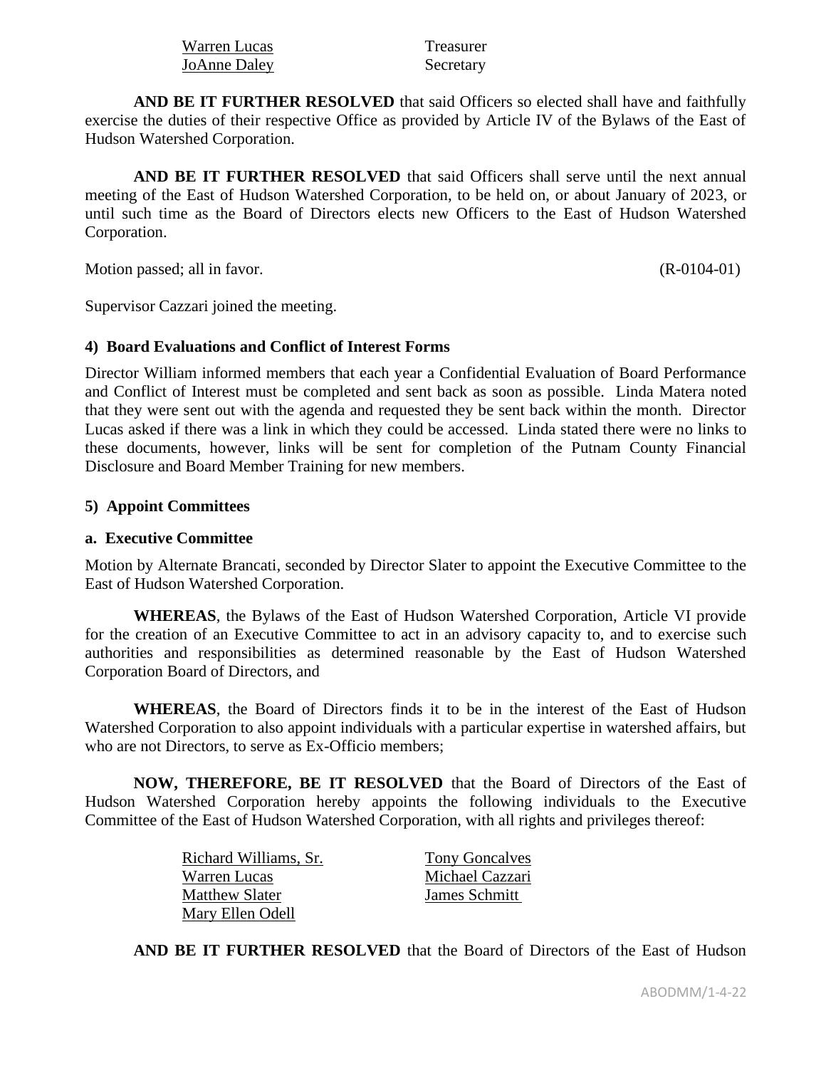| | |
|---|---|
| Warren Lucas | Treasurer |
| JoAnne Daley | Secretary |

**AND BE IT FURTHER RESOLVED** that said Officers so elected shall have and faithfully exercise the duties of their respective Office as provided by Article IV of the Bylaws of the East of Hudson Watershed Corporation.

**AND BE IT FURTHER RESOLVED** that said Officers shall serve until the next annual meeting of the East of Hudson Watershed Corporation, to be held on, or about January of 2023, or until such time as the Board of Directors elects new Officers to the East of Hudson Watershed Corporation.

Motion passed; all in favor. (R-0104-01)

Supervisor Cazzari joined the meeting.

### 4) Board Evaluations and Conflict of Interest Forms

Director William informed members that each year a Confidential Evaluation of Board Performance and Conflict of Interest must be completed and sent back as soon as possible. Linda Matera noted that they were sent out with the agenda and requested they be sent back within the month. Director Lucas asked if there was a link in which they could be accessed. Linda stated there were no links to these documents, however, links will be sent for completion of the Putnam County Financial Disclosure and Board Member Training for new members.

### 5) Appoint Committees

#### a. Executive Committee

Motion by Alternate Brancati, seconded by Director Slater to appoint the Executive Committee to the East of Hudson Watershed Corporation.

**WHEREAS**, the Bylaws of the East of Hudson Watershed Corporation, Article VI provide for the creation of an Executive Committee to act in an advisory capacity to, and to exercise such authorities and responsibilities as determined reasonable by the East of Hudson Watershed Corporation Board of Directors, and

**WHEREAS**, the Board of Directors finds it to be in the interest of the East of Hudson Watershed Corporation to also appoint individuals with a particular expertise in watershed affairs, but who are not Directors, to serve as Ex-Officio members;

**NOW, THEREFORE, BE IT RESOLVED** that the Board of Directors of the East of Hudson Watershed Corporation hereby appoints the following individuals to the Executive Committee of the East of Hudson Watershed Corporation, with all rights and privileges thereof:

| | |
|---|---|
| Richard Williams, Sr. | Tony Goncalves |
| Warren Lucas | Michael Cazzari |
| Matthew Slater | James Schmitt |
| Mary Ellen Odell | |

**AND BE IT FURTHER RESOLVED** that the Board of Directors of the East of Hudson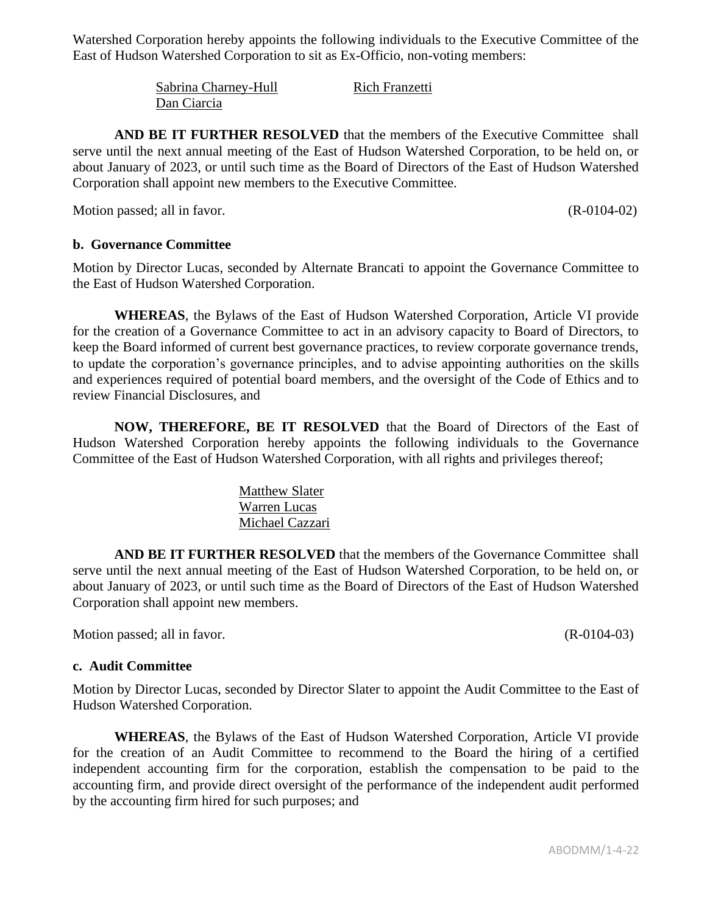Watershed Corporation hereby appoints the following individuals to the Executive Committee of the East of Hudson Watershed Corporation to sit as Ex-Officio, non-voting members:

Sabrina Charney-Hull    Rich Franzetti
Dan Ciarcia

**AND BE IT FURTHER RESOLVED** that the members of the Executive Committee shall serve until the next annual meeting of the East of Hudson Watershed Corporation, to be held on, or about January of 2023, or until such time as the Board of Directors of the East of Hudson Watershed Corporation shall appoint new members to the Executive Committee.

Motion passed; all in favor. (R-0104-02)

**b. Governance Committee**

Motion by Director Lucas, seconded by Alternate Brancati to appoint the Governance Committee to the East of Hudson Watershed Corporation.

**WHEREAS**, the Bylaws of the East of Hudson Watershed Corporation, Article VI provide for the creation of a Governance Committee to act in an advisory capacity to Board of Directors, to keep the Board informed of current best governance practices, to review corporate governance trends, to update the corporation's governance principles, and to advise appointing authorities on the skills and experiences required of potential board members, and the oversight of the Code of Ethics and to review Financial Disclosures, and

**NOW, THEREFORE, BE IT RESOLVED** that the Board of Directors of the East of Hudson Watershed Corporation hereby appoints the following individuals to the Governance Committee of the East of Hudson Watershed Corporation, with all rights and privileges thereof;

Matthew Slater
Warren Lucas
Michael Cazzari

**AND BE IT FURTHER RESOLVED** that the members of the Governance Committee shall serve until the next annual meeting of the East of Hudson Watershed Corporation, to be held on, or about January of 2023, or until such time as the Board of Directors of the East of Hudson Watershed Corporation shall appoint new members.

Motion passed; all in favor. (R-0104-03)

**c. Audit Committee**

Motion by Director Lucas, seconded by Director Slater to appoint the Audit Committee to the East of Hudson Watershed Corporation.

**WHEREAS**, the Bylaws of the East of Hudson Watershed Corporation, Article VI provide for the creation of an Audit Committee to recommend to the Board the hiring of a certified independent accounting firm for the corporation, establish the compensation to be paid to the accounting firm, and provide direct oversight of the performance of the independent audit performed by the accounting firm hired for such purposes; and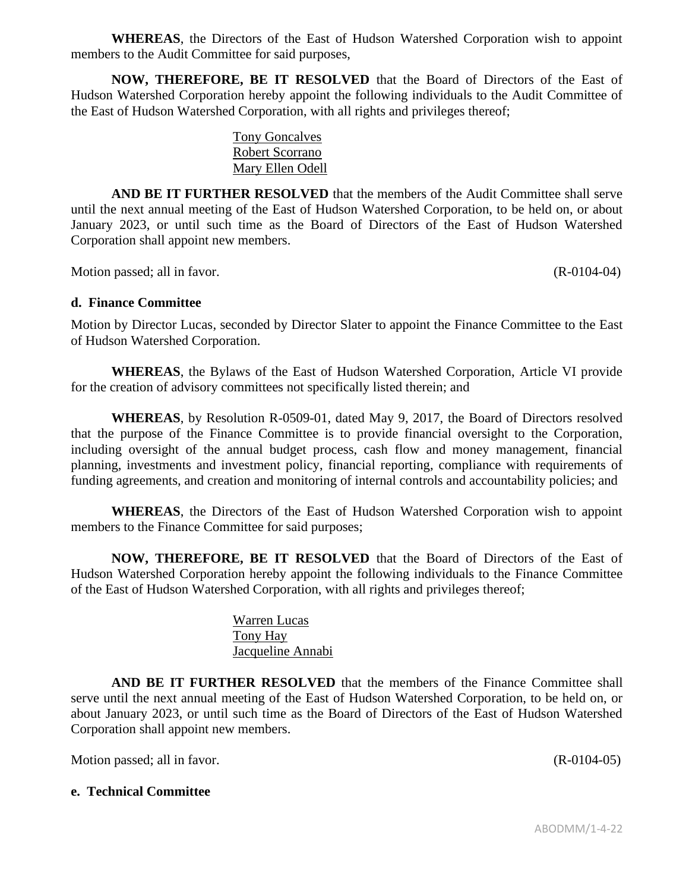**WHEREAS**, the Directors of the East of Hudson Watershed Corporation wish to appoint members to the Audit Committee for said purposes,

**NOW, THEREFORE, BE IT RESOLVED** that the Board of Directors of the East of Hudson Watershed Corporation hereby appoint the following individuals to the Audit Committee of the East of Hudson Watershed Corporation, with all rights and privileges thereof;

Tony Goncalves
Robert Scorrano
Mary Ellen Odell

**AND BE IT FURTHER RESOLVED** that the members of the Audit Committee shall serve until the next annual meeting of the East of Hudson Watershed Corporation, to be held on, or about January 2023, or until such time as the Board of Directors of the East of Hudson Watershed Corporation shall appoint new members.

Motion passed; all in favor. (R-0104-04)

**d. Finance Committee**

Motion by Director Lucas, seconded by Director Slater to appoint the Finance Committee to the East of Hudson Watershed Corporation.

**WHEREAS**, the Bylaws of the East of Hudson Watershed Corporation, Article VI provide for the creation of advisory committees not specifically listed therein; and

**WHEREAS**, by Resolution R-0509-01, dated May 9, 2017, the Board of Directors resolved that the purpose of the Finance Committee is to provide financial oversight to the Corporation, including oversight of the annual budget process, cash flow and money management, financial planning, investments and investment policy, financial reporting, compliance with requirements of funding agreements, and creation and monitoring of internal controls and accountability policies; and

**WHEREAS**, the Directors of the East of Hudson Watershed Corporation wish to appoint members to the Finance Committee for said purposes;

**NOW, THEREFORE, BE IT RESOLVED** that the Board of Directors of the East of Hudson Watershed Corporation hereby appoint the following individuals to the Finance Committee of the East of Hudson Watershed Corporation, with all rights and privileges thereof;

Warren Lucas
Tony Hay
Jacqueline Annabi

**AND BE IT FURTHER RESOLVED** that the members of the Finance Committee shall serve until the next annual meeting of the East of Hudson Watershed Corporation, to be held on, or about January 2023, or until such time as the Board of Directors of the East of Hudson Watershed Corporation shall appoint new members.

Motion passed; all in favor. (R-0104-05)

**e. Technical Committee**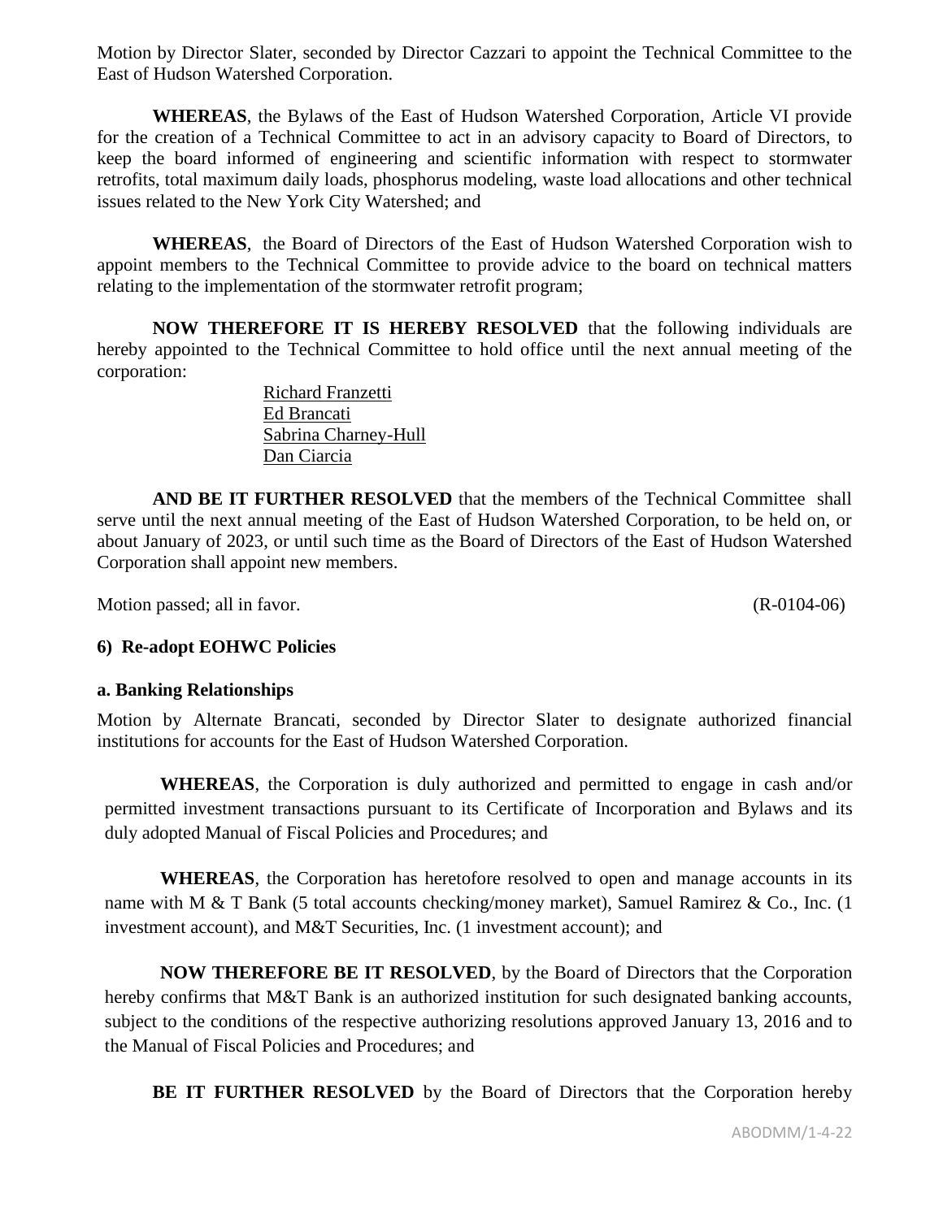Motion by Director Slater, seconded by Director Cazzari to appoint the Technical Committee to the East of Hudson Watershed Corporation.

**WHEREAS**, the Bylaws of the East of Hudson Watershed Corporation, Article VI provide for the creation of a Technical Committee to act in an advisory capacity to Board of Directors, to keep the board informed of engineering and scientific information with respect to stormwater retrofits, total maximum daily loads, phosphorus modeling, waste load allocations and other technical issues related to the New York City Watershed; and

**WHEREAS**, the Board of Directors of the East of Hudson Watershed Corporation wish to appoint members to the Technical Committee to provide advice to the board on technical matters relating to the implementation of the stormwater retrofit program;

**NOW THEREFORE IT IS HEREBY RESOLVED** that the following individuals are hereby appointed to the Technical Committee to hold office until the next annual meeting of the corporation:

Richard Franzetti
Ed Brancati
Sabrina Charney-Hull
Dan Ciarcia

**AND BE IT FURTHER RESOLVED** that the members of the Technical Committee shall serve until the next annual meeting of the East of Hudson Watershed Corporation, to be held on, or about January of 2023, or until such time as the Board of Directors of the East of Hudson Watershed Corporation shall appoint new members.

Motion passed; all in favor. (R-0104-06)

**6) Re-adopt EOHWC Policies**

**a. Banking Relationships**

Motion by Alternate Brancati, seconded by Director Slater to designate authorized financial institutions for accounts for the East of Hudson Watershed Corporation.

**WHEREAS**, the Corporation is duly authorized and permitted to engage in cash and/or permitted investment transactions pursuant to its Certificate of Incorporation and Bylaws and its duly adopted Manual of Fiscal Policies and Procedures; and

**WHEREAS**, the Corporation has heretofore resolved to open and manage accounts in its name with M & T Bank (5 total accounts checking/money market), Samuel Ramirez & Co., Inc. (1 investment account), and M&T Securities, Inc. (1 investment account); and

**NOW THEREFORE BE IT RESOLVED**, by the Board of Directors that the Corporation hereby confirms that M&T Bank is an authorized institution for such designated banking accounts, subject to the conditions of the respective authorizing resolutions approved January 13, 2016 and to the Manual of Fiscal Policies and Procedures; and

**BE IT FURTHER RESOLVED** by the Board of Directors that the Corporation hereby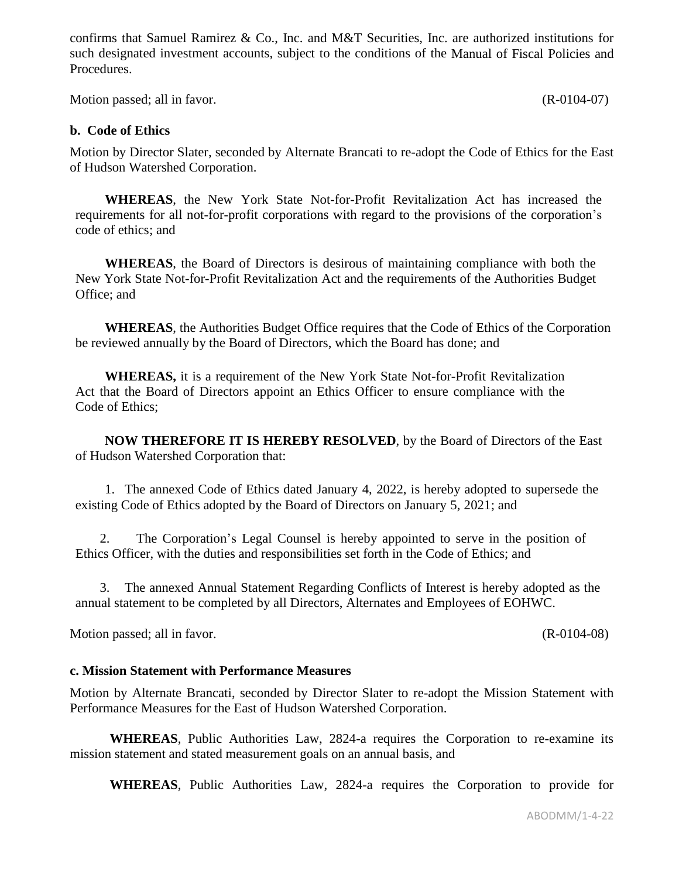confirms that Samuel Ramirez & Co., Inc. and M&T Securities, Inc. are authorized institutions for such designated investment accounts, subject to the conditions of the Manual of Fiscal Policies and Procedures.

Motion passed; all in favor. (R-0104-07)

**b. Code of Ethics**

Motion by Director Slater, seconded by Alternate Brancati to re-adopt the Code of Ethics for the East of Hudson Watershed Corporation.

**WHEREAS**, the New York State Not-for-Profit Revitalization Act has increased the requirements for all not-for-profit corporations with regard to the provisions of the corporation's code of ethics; and

**WHEREAS**, the Board of Directors is desirous of maintaining compliance with both the New York State Not-for-Profit Revitalization Act and the requirements of the Authorities Budget Office; and

**WHEREAS**, the Authorities Budget Office requires that the Code of Ethics of the Corporation be reviewed annually by the Board of Directors, which the Board has done; and

**WHEREAS,** it is a requirement of the New York State Not-for-Profit Revitalization Act that the Board of Directors appoint an Ethics Officer to ensure compliance with the Code of Ethics;

**NOW THEREFORE IT IS HEREBY RESOLVED**, by the Board of Directors of the East of Hudson Watershed Corporation that:

1. The annexed Code of Ethics dated January 4, 2022, is hereby adopted to supersede the existing Code of Ethics adopted by the Board of Directors on January 5, 2021; and

2. The Corporation's Legal Counsel is hereby appointed to serve in the position of Ethics Officer, with the duties and responsibilities set forth in the Code of Ethics; and

3. The annexed Annual Statement Regarding Conflicts of Interest is hereby adopted as the annual statement to be completed by all Directors, Alternates and Employees of EOHWC.

Motion passed; all in favor. (R-0104-08)

**c. Mission Statement with Performance Measures**

Motion by Alternate Brancati, seconded by Director Slater to re-adopt the Mission Statement with Performance Measures for the East of Hudson Watershed Corporation.

**WHEREAS**, Public Authorities Law, 2824-a requires the Corporation to re-examine its mission statement and stated measurement goals on an annual basis, and

**WHEREAS**, Public Authorities Law, 2824-a requires the Corporation to provide for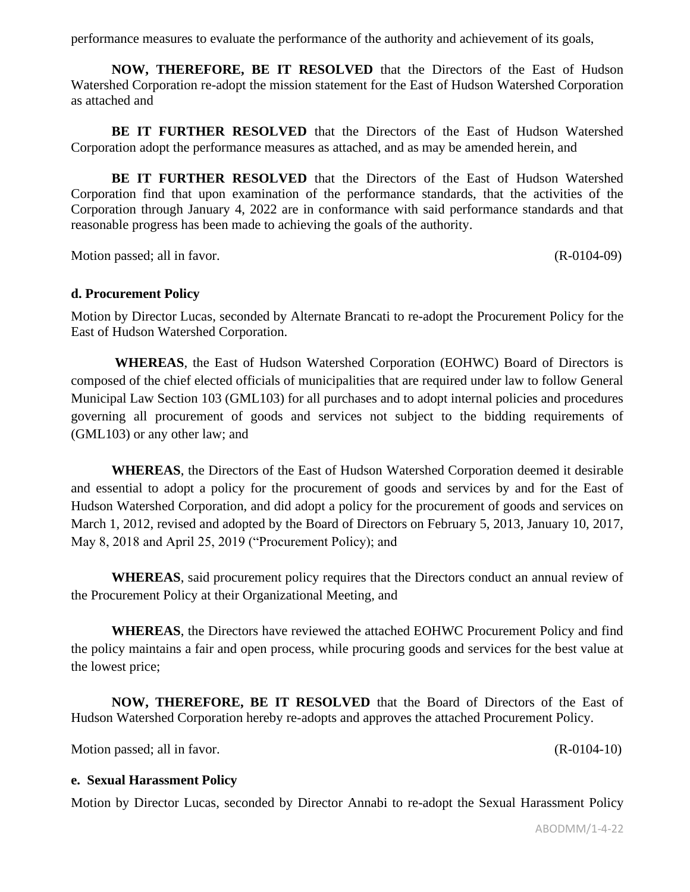performance measures to evaluate the performance of the authority and achievement of its goals,

**NOW, THEREFORE, BE IT RESOLVED** that the Directors of the East of Hudson Watershed Corporation re-adopt the mission statement for the East of Hudson Watershed Corporation as attached and

**BE IT FURTHER RESOLVED** that the Directors of the East of Hudson Watershed Corporation adopt the performance measures as attached, and as may be amended herein, and

**BE IT FURTHER RESOLVED** that the Directors of the East of Hudson Watershed Corporation find that upon examination of the performance standards, that the activities of the Corporation through January 4, 2022 are in conformance with said performance standards and that reasonable progress has been made to achieving the goals of the authority.

Motion passed; all in favor. (R-0104-09)

**d. Procurement Policy**

Motion by Director Lucas, seconded by Alternate Brancati to re-adopt the Procurement Policy for the East of Hudson Watershed Corporation.

**WHEREAS**, the East of Hudson Watershed Corporation (EOHWC) Board of Directors is composed of the chief elected officials of municipalities that are required under law to follow General Municipal Law Section 103 (GML103) for all purchases and to adopt internal policies and procedures governing all procurement of goods and services not subject to the bidding requirements of (GML103) or any other law; and

**WHEREAS**, the Directors of the East of Hudson Watershed Corporation deemed it desirable and essential to adopt a policy for the procurement of goods and services by and for the East of Hudson Watershed Corporation, and did adopt a policy for the procurement of goods and services on March 1, 2012, revised and adopted by the Board of Directors on February 5, 2013, January 10, 2017, May 8, 2018 and April 25, 2019 ("Procurement Policy); and

**WHEREAS**, said procurement policy requires that the Directors conduct an annual review of the Procurement Policy at their Organizational Meeting, and

**WHEREAS**, the Directors have reviewed the attached EOHWC Procurement Policy and find the policy maintains a fair and open process, while procuring goods and services for the best value at the lowest price;

**NOW, THEREFORE, BE IT RESOLVED** that the Board of Directors of the East of Hudson Watershed Corporation hereby re-adopts and approves the attached Procurement Policy.

Motion passed; all in favor. (R-0104-10)

**e. Sexual Harassment Policy**

Motion by Director Lucas, seconded by Director Annabi to re-adopt the Sexual Harassment Policy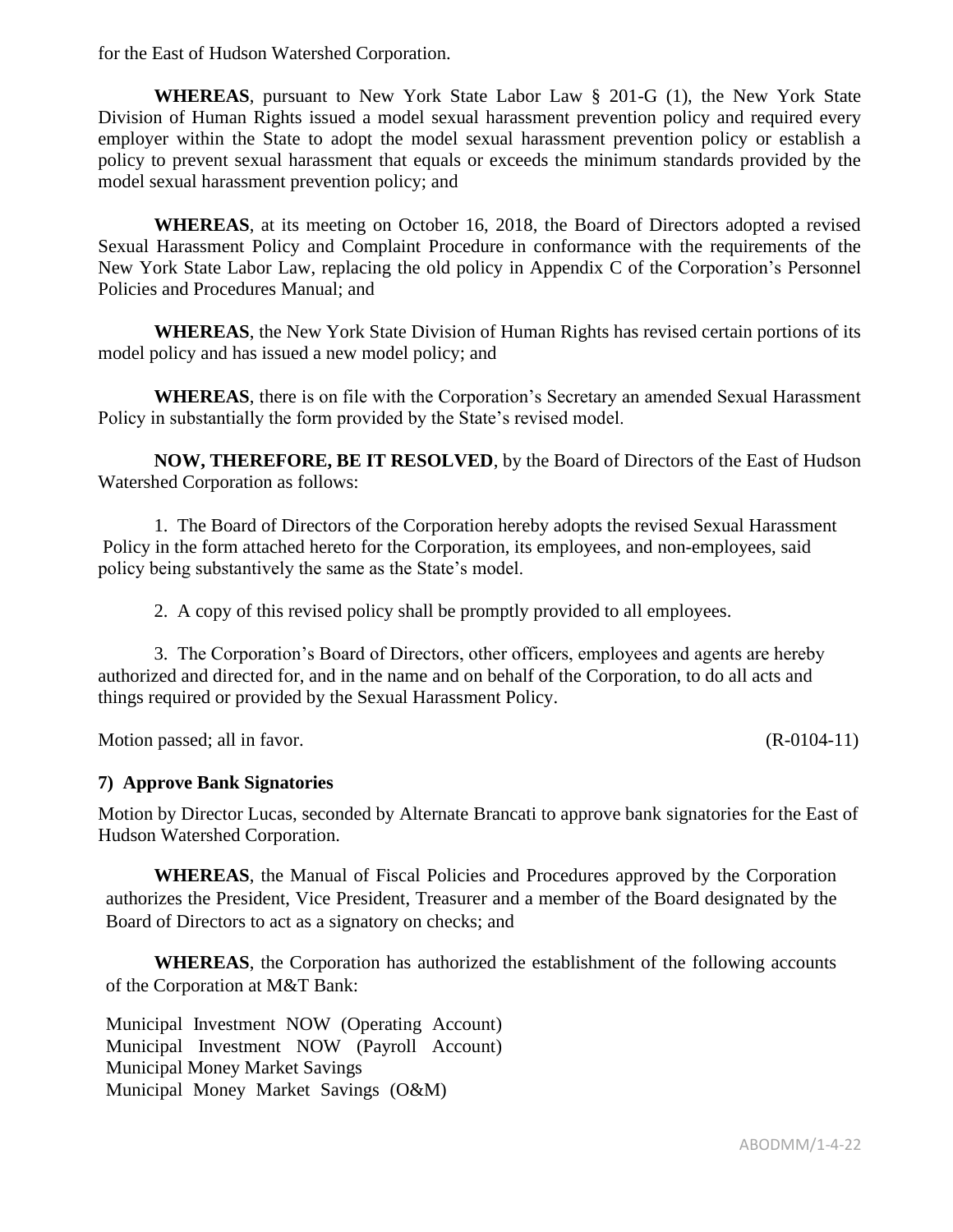for the East of Hudson Watershed Corporation.

**WHEREAS**, pursuant to New York State Labor Law § 201-G (1), the New York State Division of Human Rights issued a model sexual harassment prevention policy and required every employer within the State to adopt the model sexual harassment prevention policy or establish a policy to prevent sexual harassment that equals or exceeds the minimum standards provided by the model sexual harassment prevention policy; and

**WHEREAS**, at its meeting on October 16, 2018, the Board of Directors adopted a revised Sexual Harassment Policy and Complaint Procedure in conformance with the requirements of the New York State Labor Law, replacing the old policy in Appendix C of the Corporation's Personnel Policies and Procedures Manual; and

**WHEREAS**, the New York State Division of Human Rights has revised certain portions of its model policy and has issued a new model policy; and

**WHEREAS**, there is on file with the Corporation's Secretary an amended Sexual Harassment Policy in substantially the form provided by the State's revised model.

**NOW, THEREFORE, BE IT RESOLVED**, by the Board of Directors of the East of Hudson Watershed Corporation as follows:

1. The Board of Directors of the Corporation hereby adopts the revised Sexual Harassment Policy in the form attached hereto for the Corporation, its employees, and non-employees, said policy being substantively the same as the State's model.

2. A copy of this revised policy shall be promptly provided to all employees.

3. The Corporation's Board of Directors, other officers, employees and agents are hereby authorized and directed for, and in the name and on behalf of the Corporation, to do all acts and things required or provided by the Sexual Harassment Policy.

Motion passed; all in favor. (R-0104-11)

### 7) Approve Bank Signatories

Motion by Director Lucas, seconded by Alternate Brancati to approve bank signatories for the East of Hudson Watershed Corporation.

**WHEREAS**, the Manual of Fiscal Policies and Procedures approved by the Corporation authorizes the President, Vice President, Treasurer and a member of the Board designated by the Board of Directors to act as a signatory on checks; and

**WHEREAS**, the Corporation has authorized the establishment of the following accounts of the Corporation at M&T Bank:

Municipal Investment NOW (Operating Account)
Municipal Investment NOW (Payroll Account)
Municipal Money Market Savings
Municipal Money Market Savings (O&M)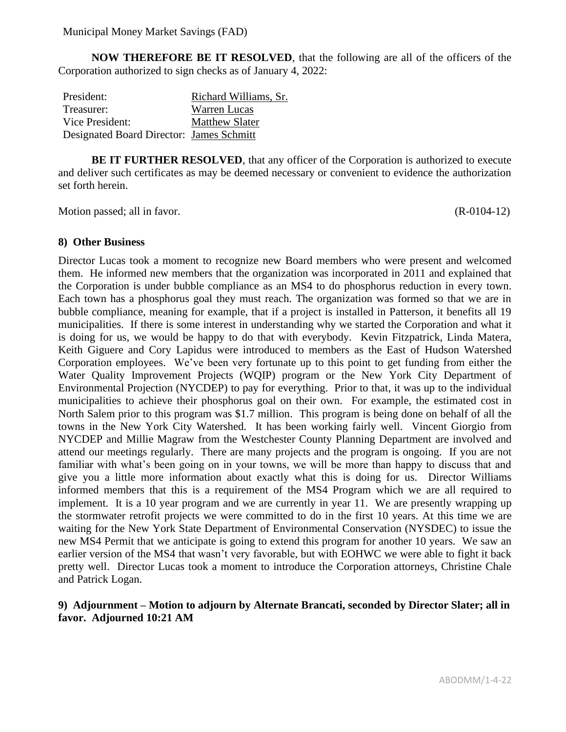Municipal Money Market Savings (FAD)

**NOW THEREFORE BE IT RESOLVED**, that the following are all of the officers of the Corporation authorized to sign checks as of January 4, 2022:

| | |
|---|---|
| President: | Richard Williams, Sr. |
| Treasurer: | Warren Lucas |
| Vice President: | Matthew Slater |
| Designated Board Director: | James Schmitt |

**BE IT FURTHER RESOLVED**, that any officer of the Corporation is authorized to execute and deliver such certificates as may be deemed necessary or convenient to evidence the authorization set forth herein.

Motion passed; all in favor. (R-0104-12)

### 8) Other Business

Director Lucas took a moment to recognize new Board members who were present and welcomed them. He informed new members that the organization was incorporated in 2011 and explained that the Corporation is under bubble compliance as an MS4 to do phosphorus reduction in every town. Each town has a phosphorus goal they must reach. The organization was formed so that we are in bubble compliance, meaning for example, that if a project is installed in Patterson, it benefits all 19 municipalities. If there is some interest in understanding why we started the Corporation and what it is doing for us, we would be happy to do that with everybody. Kevin Fitzpatrick, Linda Matera, Keith Giguere and Cory Lapidus were introduced to members as the East of Hudson Watershed Corporation employees. We've been very fortunate up to this point to get funding from either the Water Quality Improvement Projects (WQIP) program or the New York City Department of Environmental Projection (NYCDEP) to pay for everything. Prior to that, it was up to the individual municipalities to achieve their phosphorus goal on their own. For example, the estimated cost in North Salem prior to this program was $1.7 million. This program is being done on behalf of all the towns in the New York City Watershed. It has been working fairly well. Vincent Giorgio from NYCDEP and Millie Magraw from the Westchester County Planning Department are involved and attend our meetings regularly. There are many projects and the program is ongoing. If you are not familiar with what's been going on in your towns, we will be more than happy to discuss that and give you a little more information about exactly what this is doing for us. Director Williams informed members that this is a requirement of the MS4 Program which we are all required to implement. It is a 10 year program and we are currently in year 11. We are presently wrapping up the stormwater retrofit projects we were committed to do in the first 10 years. At this time we are waiting for the New York State Department of Environmental Conservation (NYSDEC) to issue the new MS4 Permit that we anticipate is going to extend this program for another 10 years. We saw an earlier version of the MS4 that wasn't very favorable, but with EOHWC we were able to fight it back pretty well. Director Lucas took a moment to introduce the Corporation attorneys, Christine Chale and Patrick Logan.

### 9) Adjournment – Motion to adjourn by Alternate Brancati, seconded by Director Slater; all in favor. Adjourned 10:21 AM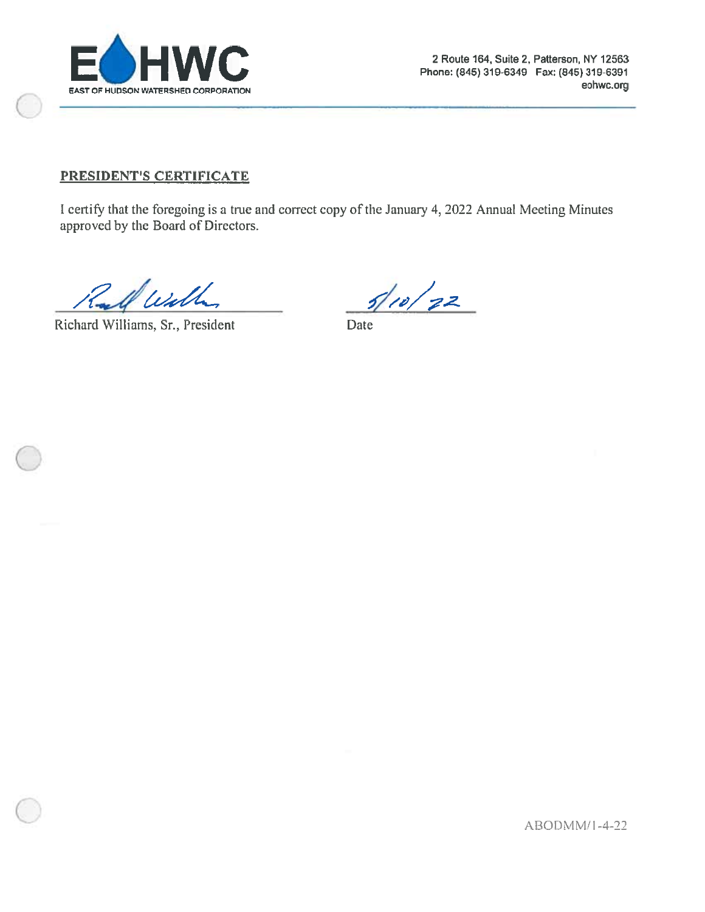EOHWC

EAST OF HUDSON WATERSHED CORPORATION

2 Route 164, Suite 2, Patterson, NY 12563
Phone: (845) 319-6349 Fax: (845) 319-6391
eohwc.org

## PRESIDENT'S CERTIFICATE

I certify that the foregoing is a true and correct copy of the January 4, 2022 Annual Meeting Minutes approved by the Board of Directors.

Richard Williams, Sr., President

5/10/22
Date

ABODMM/1-4-22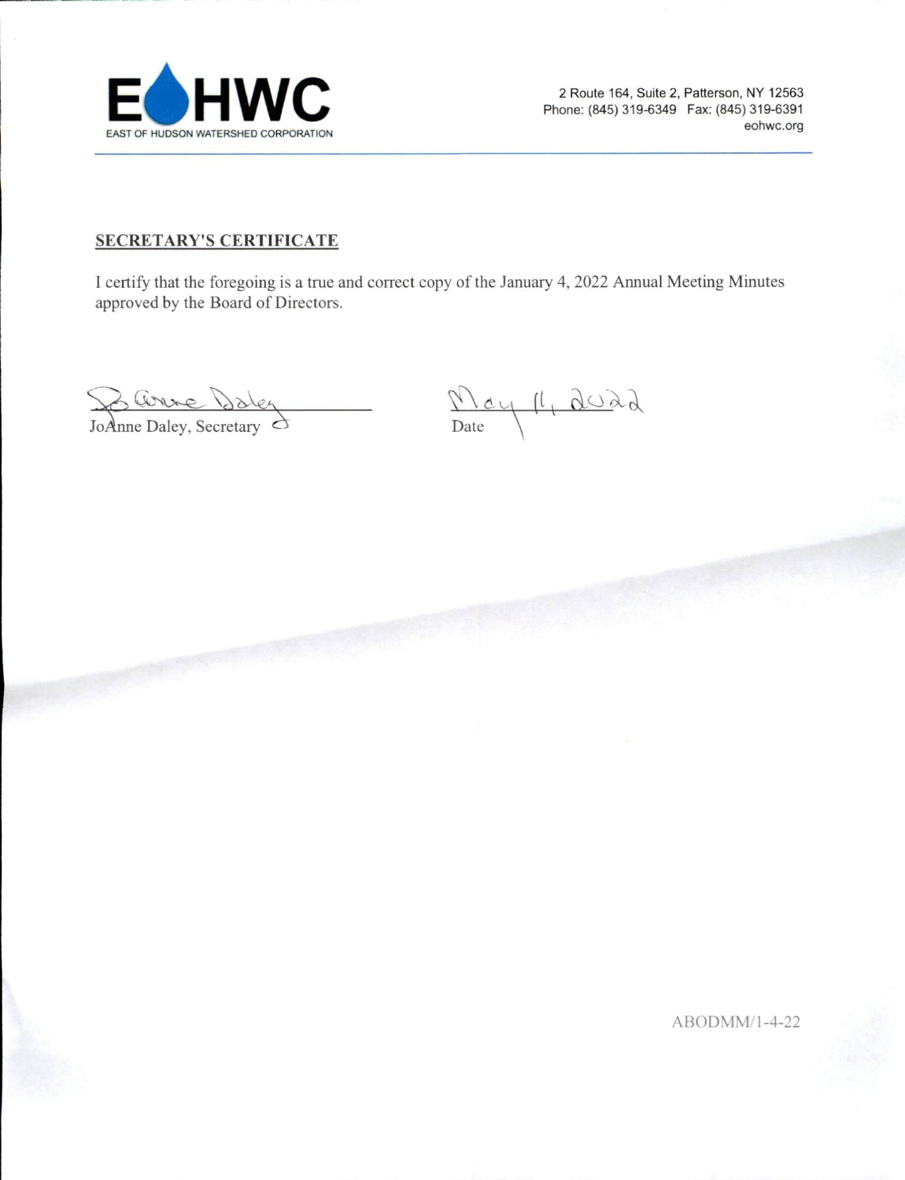**EHWC**
EAST OF HUDSON WATERSHED CORPORATION

2 Route 164, Suite 2, Patterson, NY 12563
Phone: (845) 319-6349 Fax: (845) 319-6391
eohwc.org

**SECRETARY'S CERTIFICATE**

I certify that the foregoing is a true and correct copy of the January 4, 2022 Annual Meeting Minutes approved by the Board of Directors.

JoAnne Daley, Secretary

May 11, 2022
Date

ABODMM/1-4-22